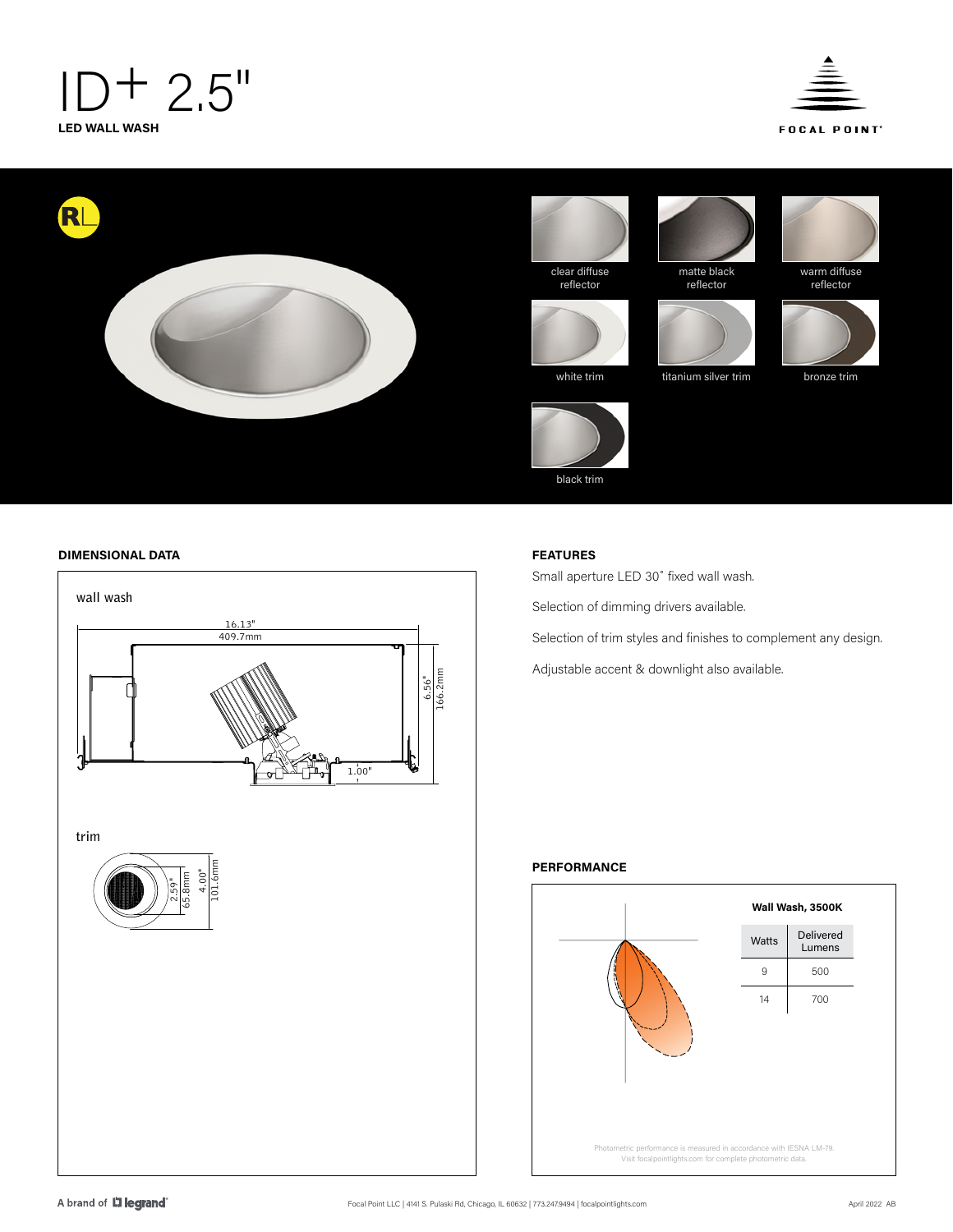# ID+ 2.5"

**LED WALL WASH**

FOCAL POINT

RL

clear diffuse reflector

matte black reflector

warm diffuse reflector

white trim

titanium silver trim

bronze trim

black trim

## DIMENSIONAL DATA

wall wash

16.13"
409.7mm

6.56"
166.2mm

1.00"

trim

2.59"
65.8mm

4.00"
101.6mm

## FEATURES

Small aperture LED 30˚ fixed wall wash.

Selection of dimming drivers available.

Selection of trim styles and finishes to complement any design.

Adjustable accent & downlight also available.

## PERFORMANCE

**Wall Wash, 3500K**

| Watts | Delivered Lumens |
|---|---|
| 9 | 500 |
| 14 | 700 |

Photometric performance is measured in accordance with IESNA LM-79.
Visit focalpointlights.com for complete photometric data.

A brand of legrand

Focal Point LLC | 4141 S. Pulaski Rd, Chicago, IL 60632 | 773.247.9494 | focalpointlights.com

April 2022 AB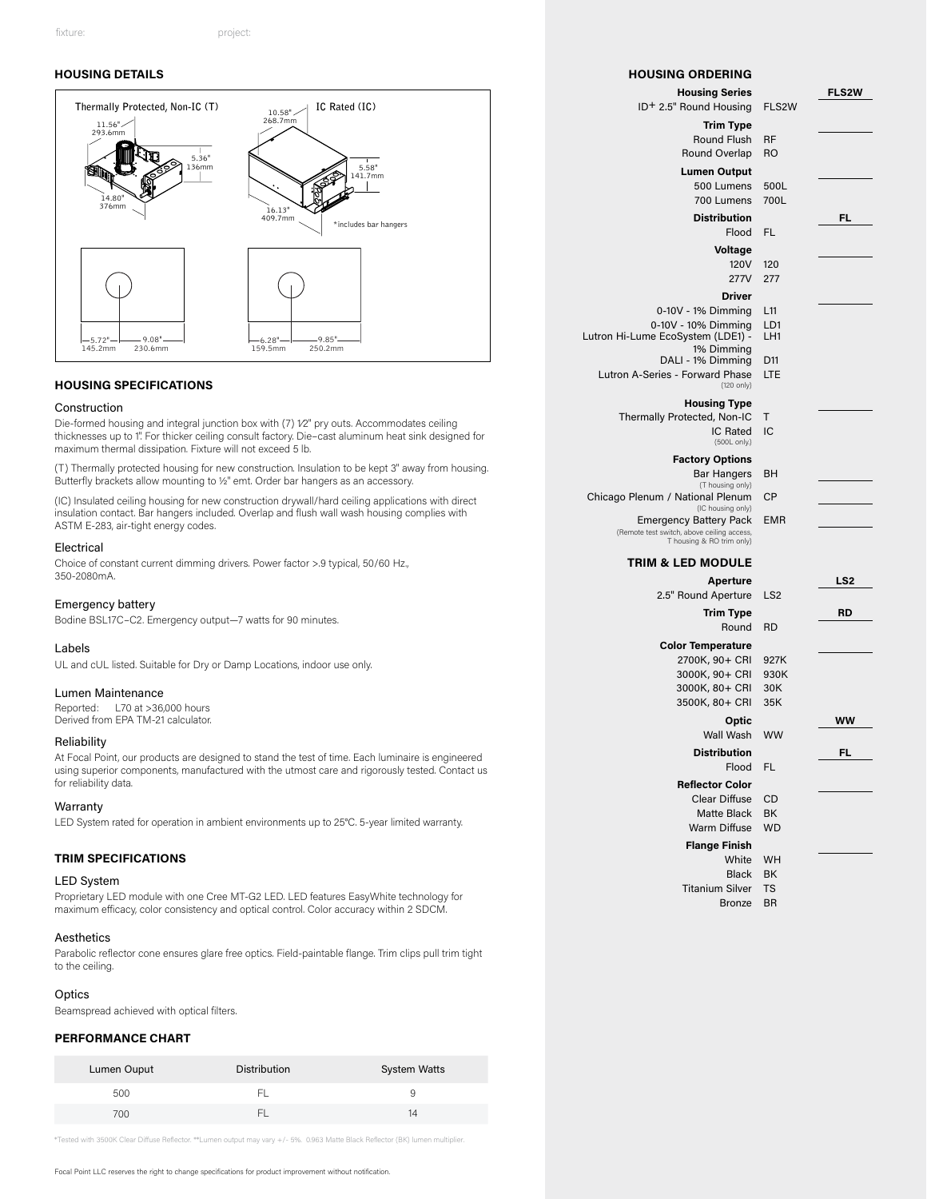fixture: project:

## HOUSING DETAILS

Thermally Protected, Non-IC (T)

11.56"
293.6mm

5.36"
136mm

14.80"
376mm

IC Rated (IC)

10.58"
268.7mm

5.58"
141.7mm

16.13"
409.7mm

*includes bar hangers

5.72"
145.2mm

9.08"
230.6mm

6.28"
159.5mm

9.85"
250.2mm

## HOUSING SPECIFICATIONS

### Construction

Die-formed housing and integral junction box with (7) ½" pry outs. Accommodates ceiling thicknesses up to 1". For thicker ceiling consult factory. Die–cast aluminum heat sink designed for maximum thermal dissipation. Fixture will not exceed 5 lb.

(T) Thermally protected housing for new construction. Insulation to be kept 3" away from housing. Butterfly brackets allow mounting to ½" emt. Order bar hangers as an accessory.

(IC) Insulated ceiling housing for new construction drywall/hard ceiling applications with direct insulation contact. Bar hangers included. Overlap and flush wall wash housing complies with ASTM E-283, air-tight energy codes.

### Electrical

Choice of constant current dimming drivers. Power factor >.9 typical, 50/60 Hz., 350-2080mA.

### Emergency battery

Bodine BSL17C–C2. Emergency output—7 watts for 90 minutes.

### Labels

UL and cUL listed. Suitable for Dry or Damp Locations, indoor use only.

### Lumen Maintenance

Reported: L70 at >36,000 hours
Derived from EPA TM-21 calculator.

### Reliability

At Focal Point, our products are designed to stand the test of time. Each luminaire is engineered using superior components, manufactured with the utmost care and rigorously tested. Contact us for reliability data.

### Warranty

LED System rated for operation in ambient environments up to 25°C. 5-year limited warranty.

## TRIM SPECIFICATIONS

### LED System

Proprietary LED module with one Cree MT-G2 LED. LED features EasyWhite technology for maximum efficacy, color consistency and optical control. Color accuracy within 2 SDCM.

### Aesthetics

Parabolic reflector cone ensures glare free optics. Field-paintable flange. Trim clips pull trim tight to the ceiling.

### Optics

Beamspread achieved with optical filters.

## PERFORMANCE CHART

| Lumen Ouput | Distribution | System Watts |
|---|---|---|
| 500 | FL | 9 |
| 700 | FL | 14 |

*Tested with 3500K Clear Diffuse Reflector. **Lumen output may vary +/- 5%. 0.963 Matte Black Reflector (BK) lumen multiplier.

## HOUSING ORDERING

| | | |
|---|---|---|
| **Housing Series** | | **FLS2W** |
| ID+ 2.5" Round Housing | FLS2W | |
| **Trim Type** | | |
| Round Flush | RF | |
| Round Overlap | RO | |
| **Lumen Output** | | |
| 500 Lumens | 500L | |
| 700 Lumens | 700L | |
| **Distribution** | | **FL** |
| Flood | FL | |
| **Voltage** | | |
| 120V | 120 | |
| 277V | 277 | |
| **Driver** | | |
| 0-10V - 1% Dimming | L11 | |
| 0-10V - 10% Dimming | LD1 | |
| Lutron Hi-Lume EcoSystem (LDE1) - 1% Dimming | LH1 | |
| DALI - 1% Dimming | D11 | |
| Lutron A-Series - Forward Phase (120 only) | LTE | |
| **Housing Type** | | |
| Thermally Protected, Non-IC | T | |
| IC Rated (500L only) | IC | |
| **Factory Options** | | |
| Bar Hangers (T housing only) | BH | |
| Chicago Plenum / National Plenum (IC housing only) | CP | |
| Emergency Battery Pack (Remote test switch, above ceiling access, T housing & RO trim only) | EMR | |

## TRIM & LED MODULE

| | | |
|---|---|---|
| **Aperture** | | **LS2** |
| 2.5" Round Aperture | LS2 | |
| **Trim Type** | | **RD** |
| Round | RD | |
| **Color Temperature** | | |
| 2700K, 90+ CRI | 927K | |
| 3000K, 90+ CRI | 930K | |
| 3000K, 80+ CRI | 30K | |
| 3500K, 80+ CRI | 35K | |
| **Optic** | | **WW** |
| Wall Wash | WW | |
| **Distribution** | | **FL** |
| Flood | FL | |
| **Reflector Color** | | |
| Clear Diffuse | CD | |
| Matte Black | BK | |
| Warm Diffuse | WD | |
| **Flange Finish** | | |
| White | WH | |
| Black | BK | |
| Titanium Silver | TS | |
| Bronze | BR | |

Focal Point LLC reserves the right to change specifications for product improvement without notification.